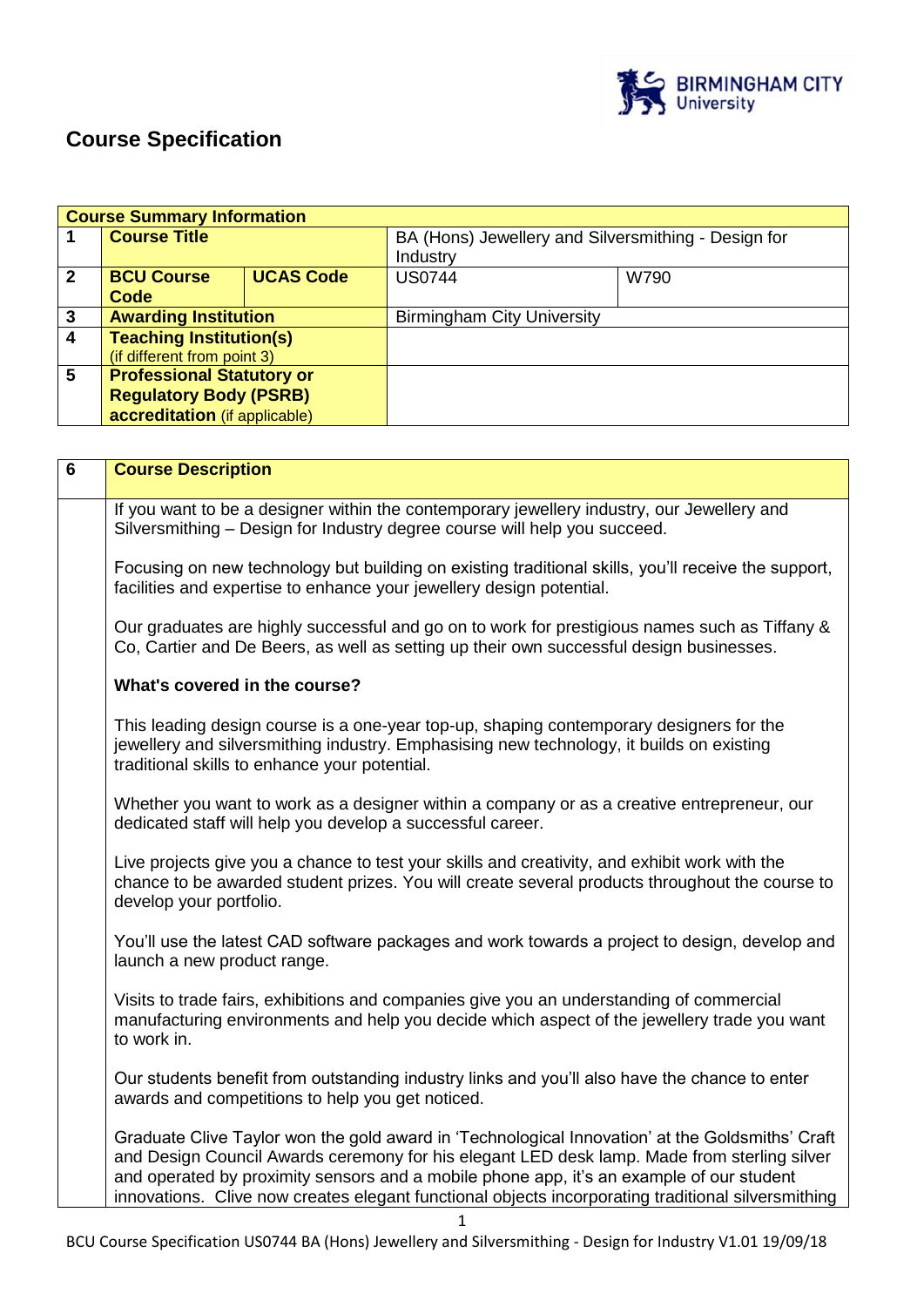# Course Specification

| Course Summary Information | | | | |
|---|---|---|---|---|
| 1 | **Course Title** | | BA (Hons) Jewellery and Silversmithing - Design for Industry | |
| 2 | **BCU Course Code** | **UCAS Code** | US0744 | W790 |
| 3 | **Awarding Institution** | | Birmingham City University | |
| 4 | **Teaching Institution(s)** (if different from point 3) | | | |
| 5 | **Professional Statutory or Regulatory Body (PSRB) accreditation** (if applicable) | | | |

| 6 | **Course Description** |
|---|---|

If you want to be a designer within the contemporary jewellery industry, our Jewellery and Silversmithing – Design for Industry degree course will help you succeed.

Focusing on new technology but building on existing traditional skills, you'll receive the support, facilities and expertise to enhance your jewellery design potential.

Our graduates are highly successful and go on to work for prestigious names such as Tiffany & Co, Cartier and De Beers, as well as setting up their own successful design businesses.

**What's covered in the course?**

This leading design course is a one-year top-up, shaping contemporary designers for the jewellery and silversmithing industry. Emphasising new technology, it builds on existing traditional skills to enhance your potential.

Whether you want to work as a designer within a company or as a creative entrepreneur, our dedicated staff will help you develop a successful career.

Live projects give you a chance to test your skills and creativity, and exhibit work with the chance to be awarded student prizes. You will create several products throughout the course to develop your portfolio.

You'll use the latest CAD software packages and work towards a project to design, develop and launch a new product range.

Visits to trade fairs, exhibitions and companies give you an understanding of commercial manufacturing environments and help you decide which aspect of the jewellery trade you want to work in.

Our students benefit from outstanding industry links and you'll also have the chance to enter awards and competitions to help you get noticed.

Graduate Clive Taylor won the gold award in 'Technological Innovation' at the Goldsmiths' Craft and Design Council Awards ceremony for his elegant LED desk lamp. Made from sterling silver and operated by proximity sensors and a mobile phone app, it's an example of our student innovations. Clive now creates elegant functional objects incorporating traditional silversmithing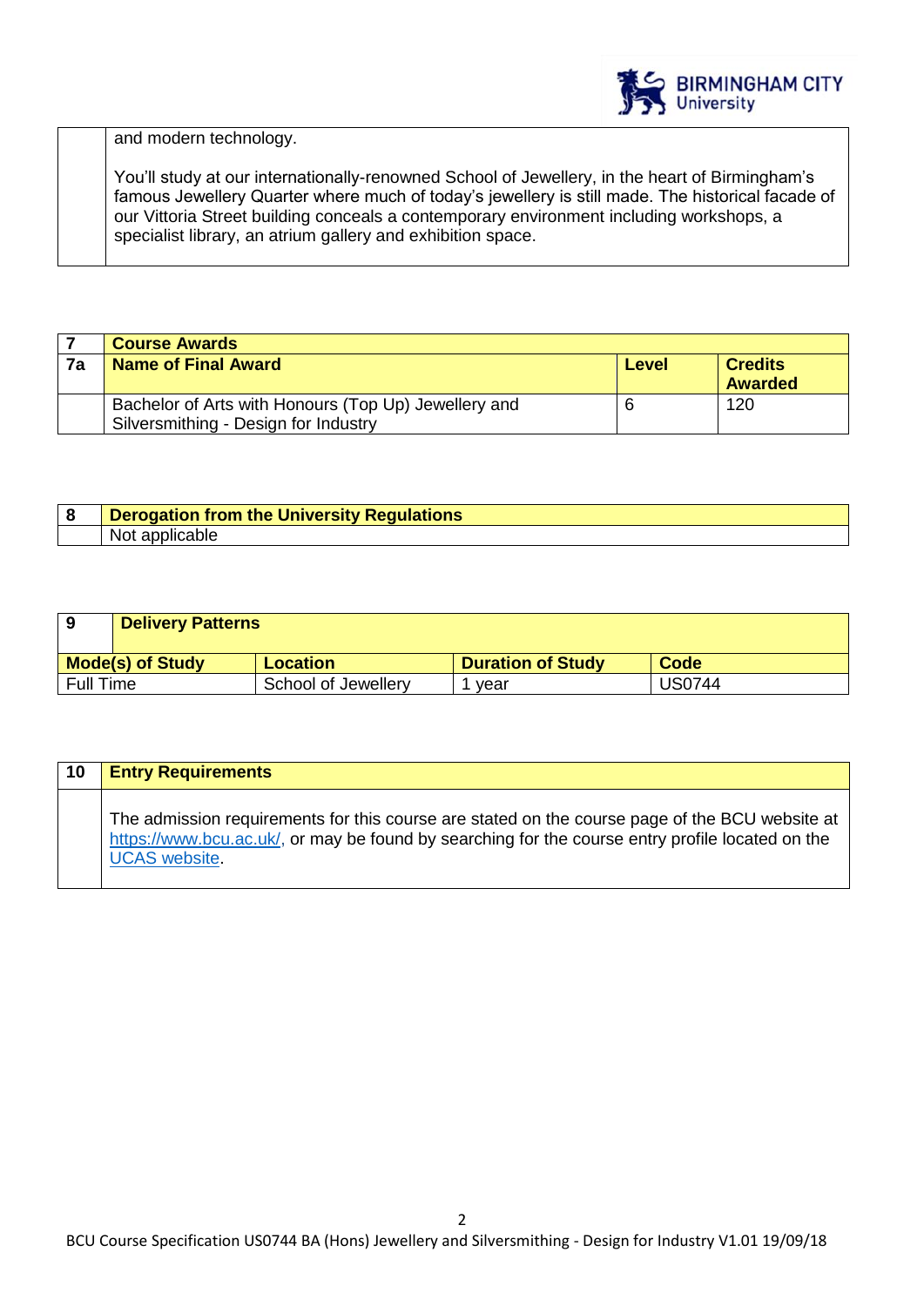| | |
|---|---|
| | and modern technology.<br><br>You'll study at our internationally-renowned School of Jewellery, in the heart of Birmingham's famous Jewellery Quarter where much of today's jewellery is still made. The historical facade of our Vittoria Street building conceals a contemporary environment including workshops, a specialist library, an atrium gallery and exhibition space. |

| **7** | **Course Awards** | | |
|---|---|---|---|
| **7a** | **Name of Final Award** | **Level** | **Credits Awarded** |
| | Bachelor of Arts with Honours (Top Up) Jewellery and Silversmithing - Design for Industry | 6 | 120 |

| **8** | **Derogation from the University Regulations** |
|---|---|
| | Not applicable |

| **9** | **Delivery Patterns** | | |
|---|---|---|---|
| **Mode(s) of Study** | **Location** | **Duration of Study** | **Code** |
| Full Time | School of Jewellery | 1 year | US0744 |

| **10** | **Entry Requirements** |
|---|---|
| | The admission requirements for this course are stated on the course page of the BCU website at https://www.bcu.ac.uk/, or may be found by searching for the course entry profile located on the UCAS website. |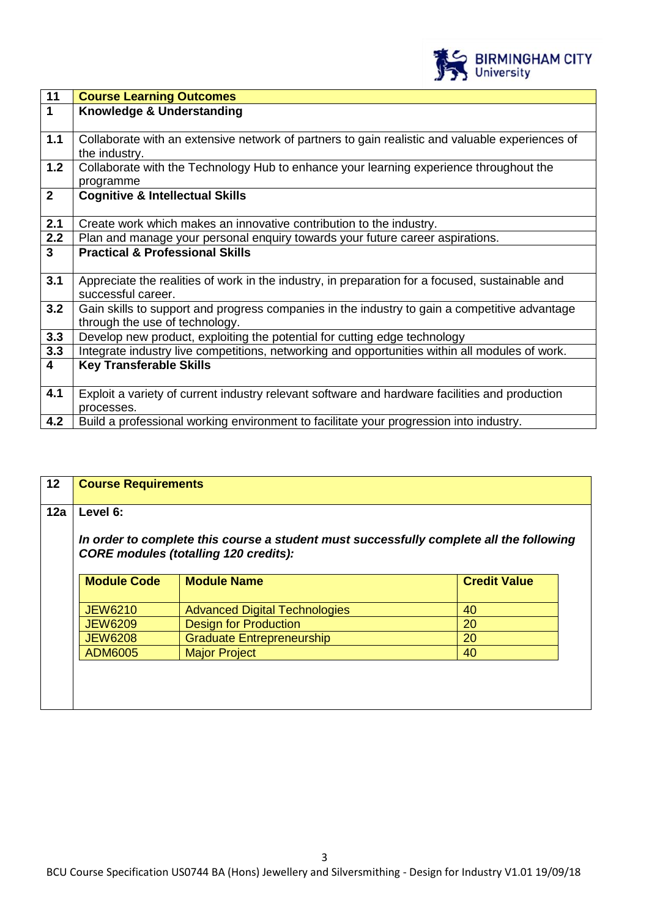| 11 | Course Learning Outcomes |
|---|---|
| **1** | **Knowledge & Understanding** |
| 1.1 | Collaborate with an extensive network of partners to gain realistic and valuable experiences of the industry. |
| 1.2 | Collaborate with the Technology Hub to enhance your learning experience throughout the programme |
| **2** | **Cognitive & Intellectual Skills** |
| 2.1 | Create work which makes an innovative contribution to the industry. |
| 2.2 | Plan and manage your personal enquiry towards your future career aspirations. |
| **3** | **Practical & Professional Skills** |
| 3.1 | Appreciate the realities of work in the industry, in preparation for a focused, sustainable and successful career. |
| 3.2 | Gain skills to support and progress companies in the industry to gain a competitive advantage through the use of technology. |
| 3.3 | Develop new product, exploiting the potential for cutting edge technology |
| 3.3 | Integrate industry live competitions, networking and opportunities within all modules of work. |
| **4** | **Key Transferable Skills** |
| 4.1 | Exploit a variety of current industry relevant software and hardware facilities and production processes. |
| 4.2 | Build a professional working environment to facilitate your progression into industry. |

| 12 | Course Requirements |
|---|---|
| **12a** | **Level 6:** |

***In order to complete this course a student must successfully complete all the following CORE modules (totalling 120 credits):***

| Module Code | Module Name | Credit Value |
|---|---|---|
| JEW6210 | Advanced Digital Technologies | 40 |
| JEW6209 | Design for Production | 20 |
| JEW6208 | Graduate Entrepreneurship | 20 |
| ADM6005 | Major Project | 40 |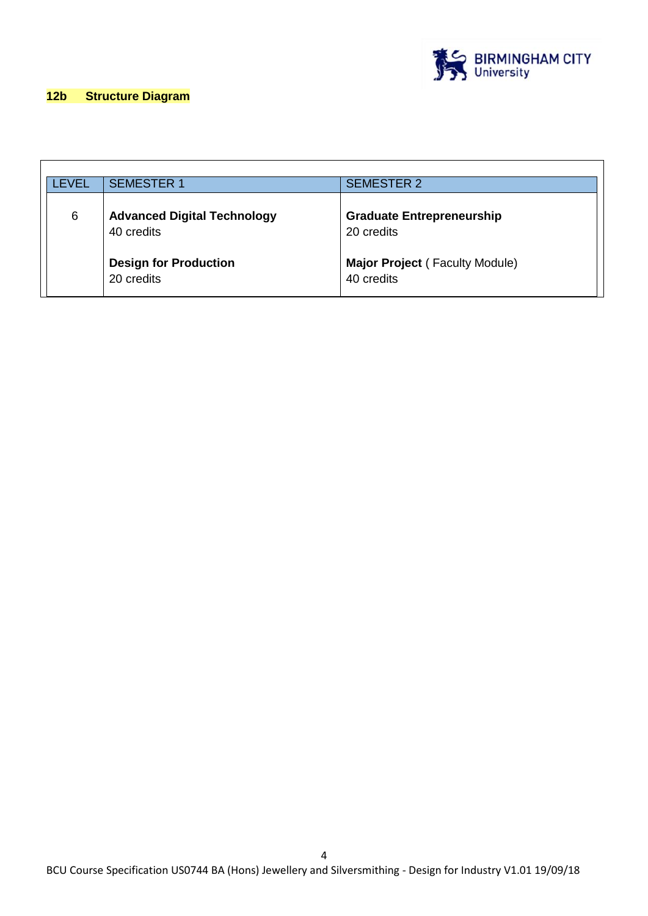## 12b Structure Diagram

| LEVEL | SEMESTER 1 | SEMESTER 2 |
|---|---|---|
| 6 | **Advanced Digital Technology**<br>40 credits<br><br>**Design for Production**<br>20 credits | **Graduate Entrepreneurship**<br>20 credits<br><br>**Major Project** ( Faculty Module)<br>40 credits |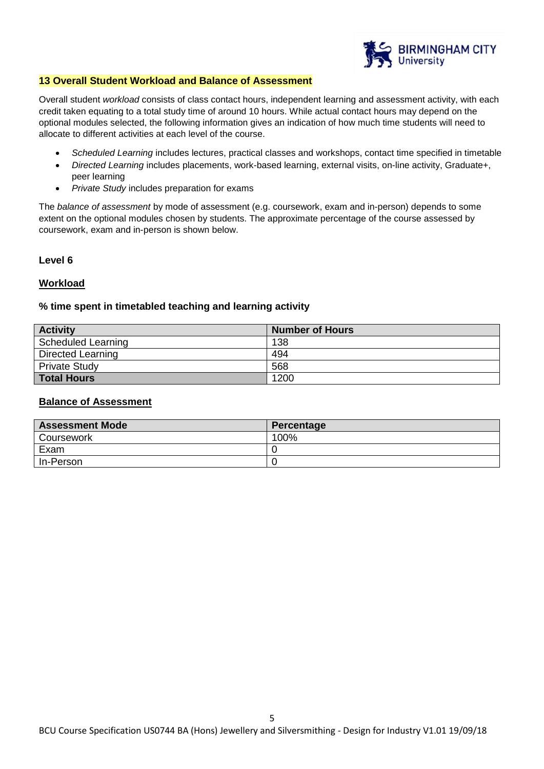## 13 Overall Student Workload and Balance of Assessment

Overall student *workload* consists of class contact hours, independent learning and assessment activity, with each credit taken equating to a total study time of around 10 hours. While actual contact hours may depend on the optional modules selected, the following information gives an indication of how much time students will need to allocate to different activities at each level of the course.

- *Scheduled Learning* includes lectures, practical classes and workshops, contact time specified in timetable
- *Directed Learning* includes placements, work-based learning, external visits, on-line activity, Graduate+, peer learning
- *Private Study* includes preparation for exams

The *balance of assessment* by mode of assessment (e.g. coursework, exam and in-person) depends to some extent on the optional modules chosen by students. The approximate percentage of the course assessed by coursework, exam and in-person is shown below.

### Level 6

#### Workload

**% time spent in timetabled teaching and learning activity**

| Activity | Number of Hours |
|---|---|
| Scheduled Learning | 138 |
| Directed Learning | 494 |
| Private Study | 568 |
| **Total Hours** | 1200 |

#### Balance of Assessment

| Assessment Mode | Percentage |
|---|---|
| Coursework | 100% |
| Exam | 0 |
| In-Person | 0 |